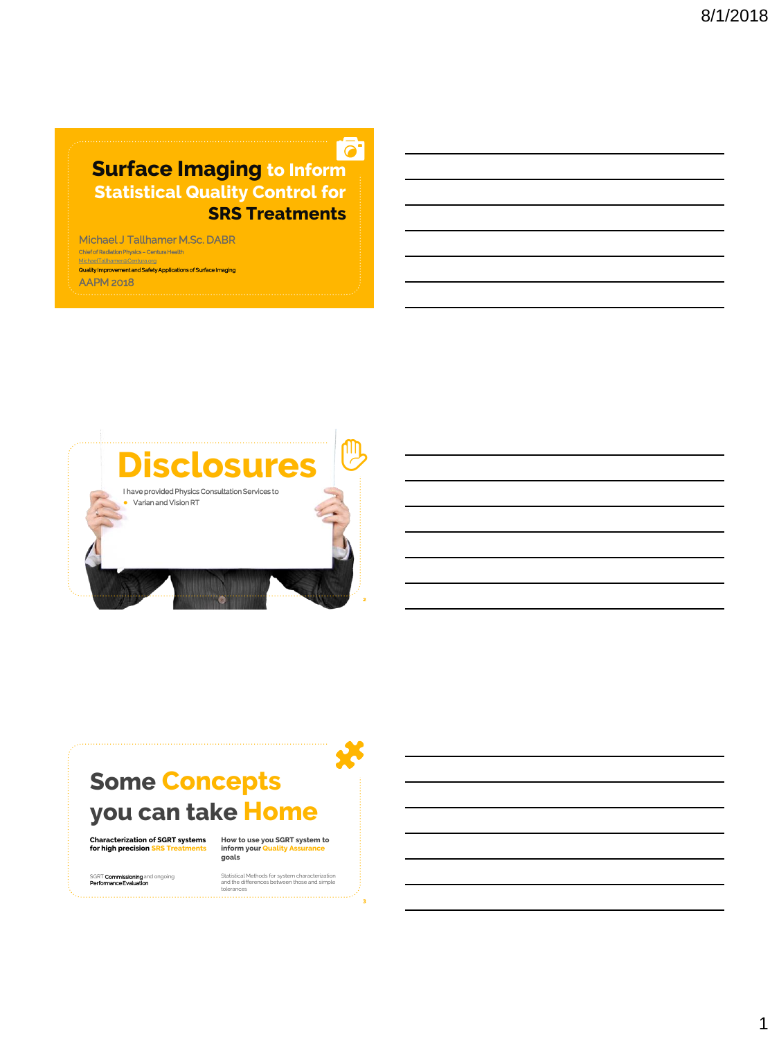# Surface Imaging to Inform Statistical Quality Control for SRS Treatments

Michael J Tallhamer M.Sc. DABR

Chief of Radiation Physics – Centura Health

MichaelTallhamer@Centura.org

Quality Improvement and Safety Applications of Surface Imaging

AAPM 2018

# Disclosures

I have provided Physics Consultation Services to

- Varian and Vision RT

# Some Concepts you can take Home

**Characterization of SGRT systems for high precision SRS Treatments**

SGRT **Commissioning** and ongoing **Performance Evaluation**

**How to use you SGRT system to inform your Quality Assurance goals**

Statistical Methods for system characterization and the differences between those and simple tolerances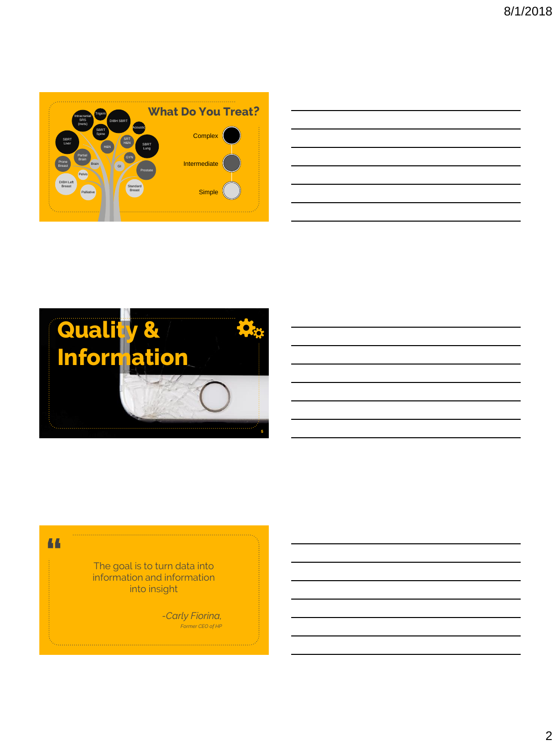## What Do You Treat?

Intracranial SRS (mets), Trigem, DIBH SBRT, Acoustic, SBRT Spine, SBRT Liver, SRT H&N, SBRT Lung, H&N, Partial Brain, GYN, Prone Breast, Brain, GI, Prostate, Pelvis, DIBH Left Breast, Standard Breast, Palliative

- Complex
- Intermediate
- Simple

## Quality & Information

> The goal is to turn data into information and information into insight
>
> *-Carly Fiorina,*
> *Former CEO of HP*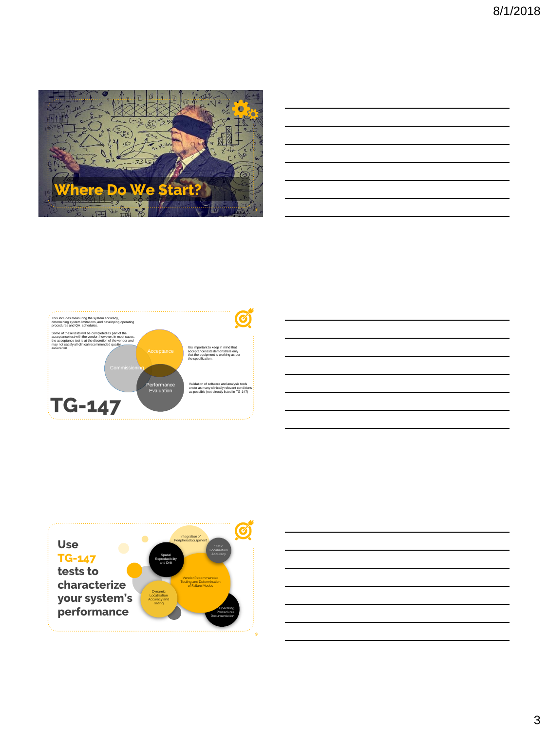## Where Do We Start?

---

This includes measuring the system accuracy, determining system limitations, and developing operating procedures and QA schedules.

Some of these tests will be completed as part of the acceptance test with the vendor; however, in most cases, the acceptance test is at the discretion of the vendor and may not satisfy all clinical recommended quality assurance

Acceptance

Commissioning

Performance Evaluation

It is important to keep in mind that acceptance tests demonstrate only that the equipment is working as per the specification.

Validation of software and analysis tools under as many clinically relevant conditions as possible (not directly listed in TG-147)

# TG-147

---

## Use TG-147 tests to characterize your system's performance

- Integration of Peripheral Equipment
- Static Localization Accuracy
- Spatial Reproducibility and Drift
- Vendor Recommended Testing and Determination of Failure Modes
- Dynamic Localization Accuracy and Gating
- Operating Procedures Documentation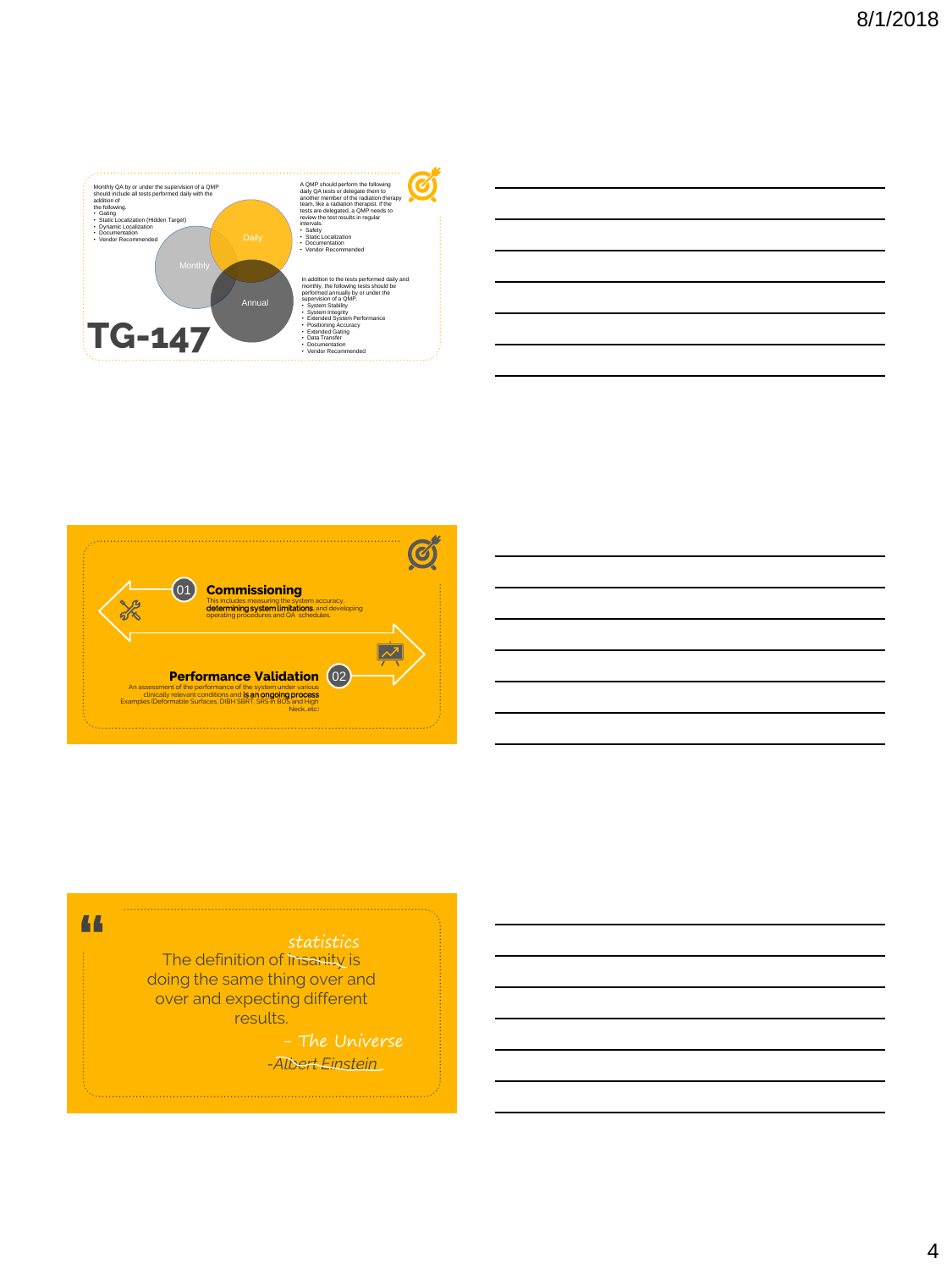Monthly QA by or under the supervision of a QMP should include all tests performed daily with the addition of the following.

- Gating
- Static Localization (Hidden Target)
- Dynamic Localization
- Documentation
- Vendor Recommended

A QMP should perform the following daily QA tests or delegate them to another member of the radiation therapy team, like a radiation therapist. If the tests are delegated, a QMP needs to review the test results in regular intervals.

- Safety
- Static Localization
- Documentation
- Vendor Recommended

In addition to the tests performed daily and monthly, the following tests should be performed annually by or under the supervision of a QMP.

- System Stability
- System Integrity
- Extended System Performance
- Positioning Accuracy
- Extended Gating
- Data Transfer
- Documentation
- Vendor Recommended

Daily

Monthly

Annual

# TG-147

---

01 **Commissioning**

This includes measuring the system accuracy, **determining system limitations**, and developing operating procedures and QA schedules.

**Performance Validation** 02

An assessment of the performance of the system under various clinically relevant conditions and **is an ongoing process**
Examples (Deformable Surfaces, DIBH SBRT, SRS in BOS and High Neck..etc)

---

"

The definition of ~~insanity~~ *statistics* is doing the same thing over and over and expecting different results.

*- The Universe*

~~-Albert Einstein~~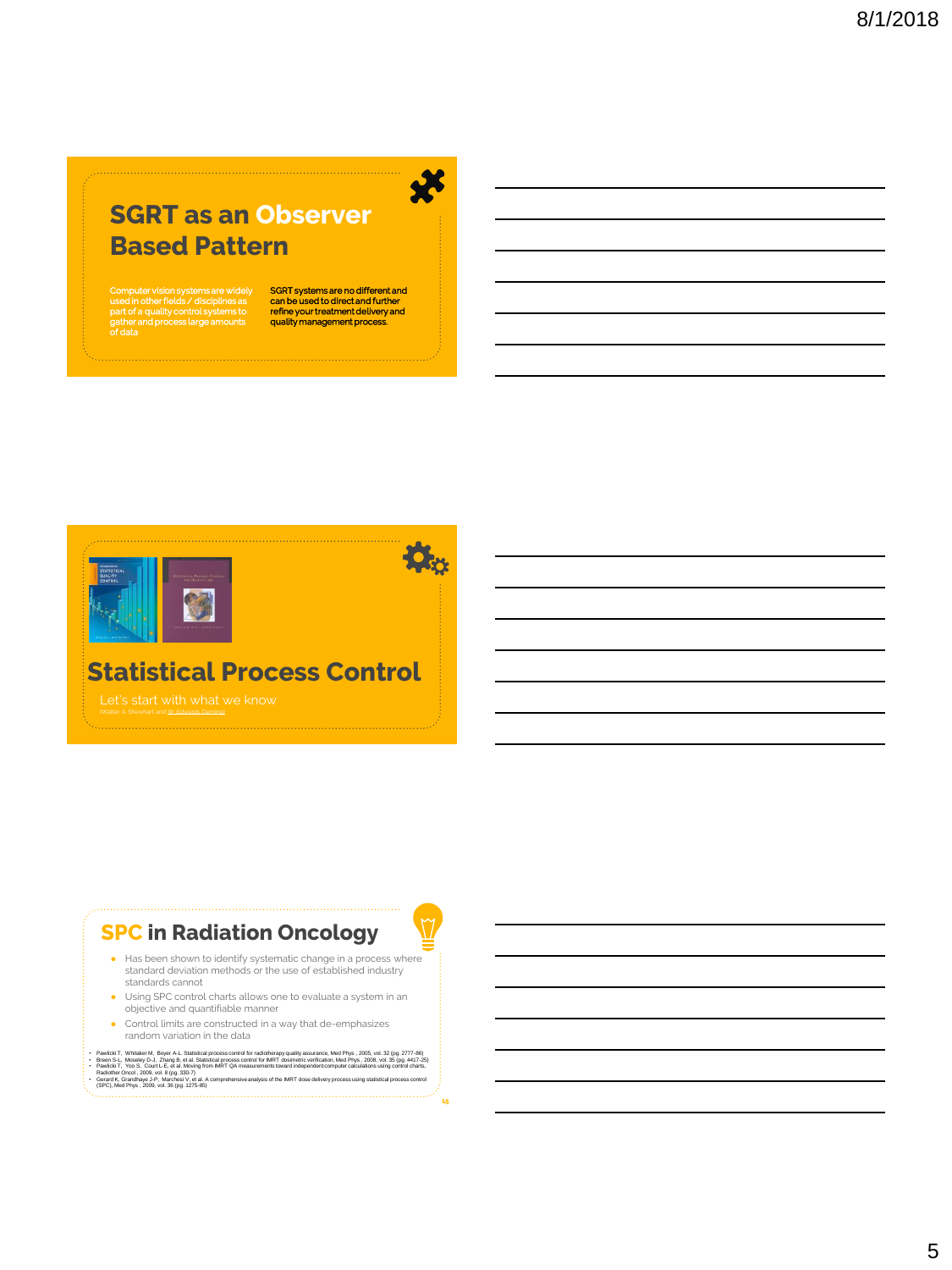## SGRT as an Observer Based Pattern

Computer vision systems are widely used in other fields / disciplines as part of a quality control systems to gather and process large amounts of data

SGRT systems are no different and can be used to direct and further refine your treatment delivery and quality management process.

## Statistical Process Control

Let's start with what we know

(Walter A. Shewhart and W. Edwards Deming)

## SPC in Radiation Oncology

- Has been shown to identify systematic change in a process where standard deviation methods or the use of established industry standards cannot
- Using SPC control charts allows one to evaluate a system in an objective and quantifiable manner
- Control limits are constructed in a way that de-emphasizes random variation in the data

- Pawlicki T, Whitaker M, Boyer A-L. Statistical process control for radiotherapy quality assurance, Med Phys , 2005, vol. 32 (pg. 2777-86)
- Breen S-L, Moseley D-J, Zhang B, et al. Statistical process control for IMRT dosimetric verification, Med Phys , 2008, vol. 35 (pg. 4417-25)
- Pawlicki T, Yoo S, Court L-E, et al. Moving from IMRT QA measurements toward independent computer calculations using control charts, Radiother Oncol , 2009, vol. 8 (pg. 330-7)
- Gerard K, Grandhaye J-P, Marchesi V, et al. A comprehensive analysis of the IMRT dose delivery process using statistical process control (SPC), Med Phys , 2009, vol. 36 (pg. 1275-85)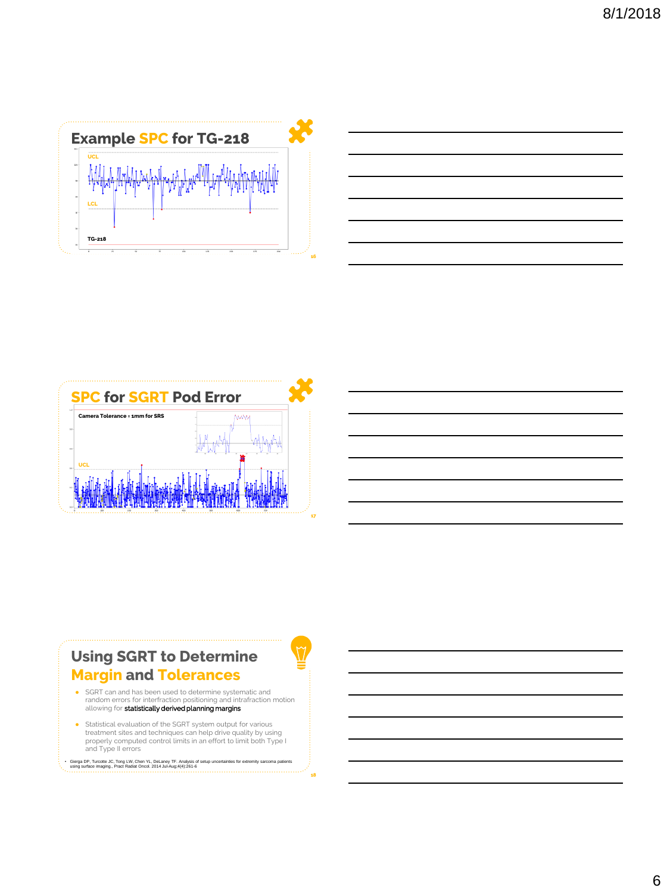## Example SPC for TG-218

UCL

LCL

TG-218

## SPC for SGRT Pod Error

Camera Tolerance = 1mm for SRS

UCL

## Using SGRT to Determine Margin and Tolerances

- SGRT can and has been used to determine systematic and random errors for interfraction positioning and intrafraction motion allowing for **statistically derived planning margins**
- Statistical evaluation of the SGRT system output for various treatment sites and techniques can help drive quality by using properly computed control limits in an effort to limit both Type I and Type II errors

- Gierga DP, Turcotte JC, Tong LW, Chen YL, DeLaney TF. Analysis of setup uncertainties for extremity sarcoma patients using surface imaging., Pract Radiat Oncol. 2014 Jul-Aug;4(4):261-6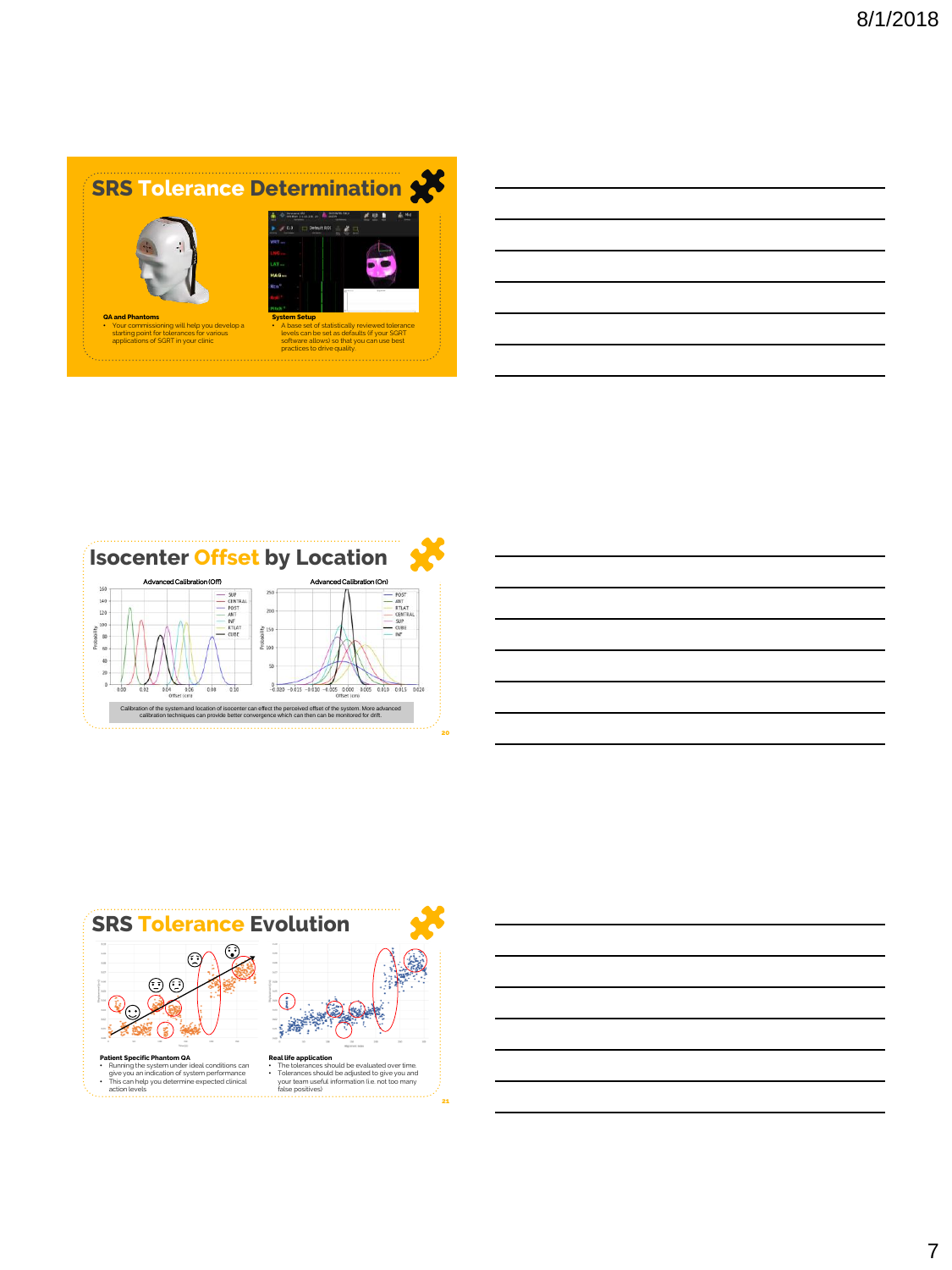## SRS Tolerance Determination

**QA and Phantoms**

- Your commissioning will help you develop a starting point for tolerances for various applications of SGRT in your clinic

**System Setup**

- A base set of statistically reviewed tolerance levels can be set as defaults (if your SGRT software allows) so that you can use best practices to drive quality.

## Isocenter Offset by Location

Advanced Calibration (Off)

Advanced Calibration (On)

Calibration of the system and location of isocenter can effect the perceived offset of the system. More advanced calibration techniques can provide better convergence which can then can be monitored for drift.

## SRS Tolerance Evolution

**Patient Specific Phantom QA**

- Running the system under ideal conditions can give you an indication of system performance
- This can help you determine expected clinical action levels

**Real life application**

- The tolerances should be evaluated over time.
- Tolerances should be adjusted to give you and your team useful information (i.e. not too many false positives)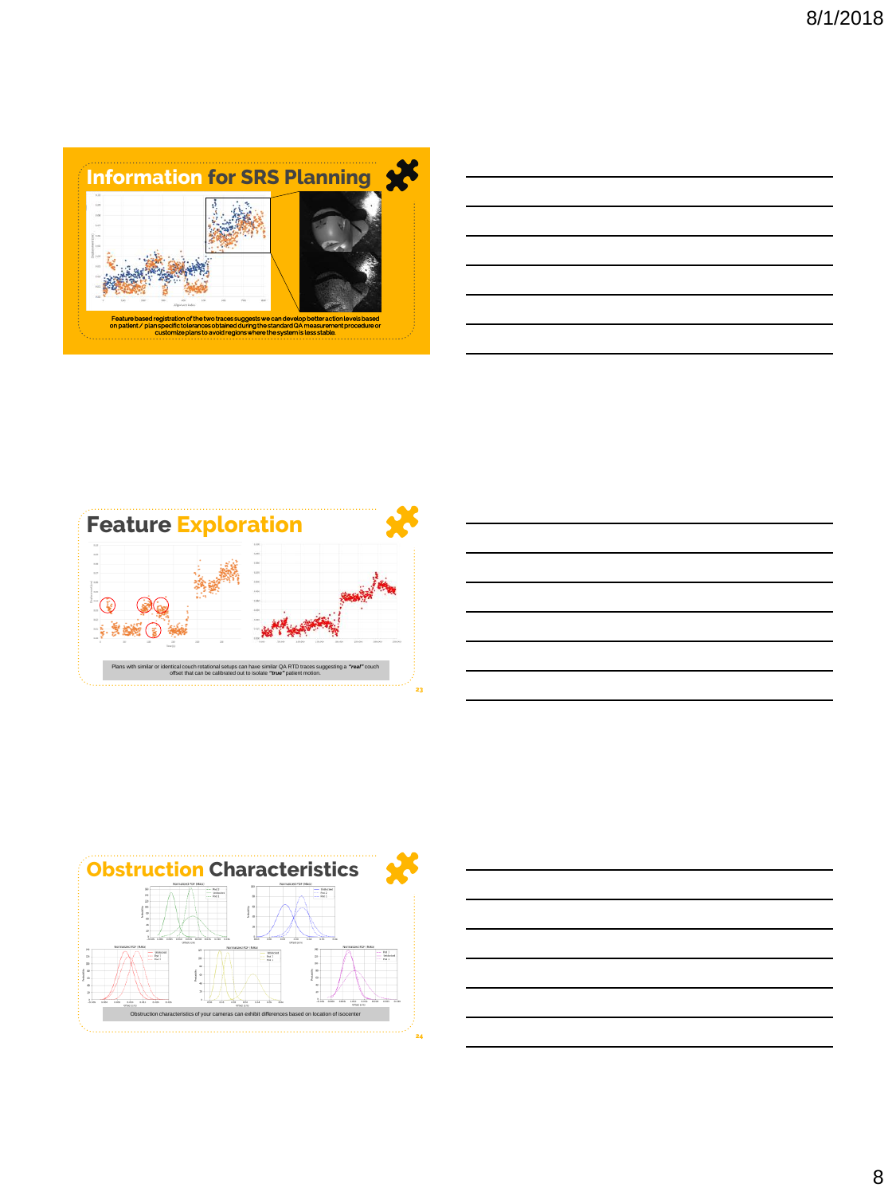## Information for SRS Planning

Feature based registration of the two traces suggests we can develop better action levels based on patient / plan specific tolerances obtained during the standard QA measurement procedure or customize plans to avoid regions where the system is less stable.

## Feature Exploration

Plans with similar or identical couch rotational setups can have similar QA RTD traces suggesting a *"real"* couch offset that can be calibrated out to isolate *"true"* patient motion.

## Obstruction Characteristics

Obstruction characteristics of your cameras can exhibit differences based on location of isocenter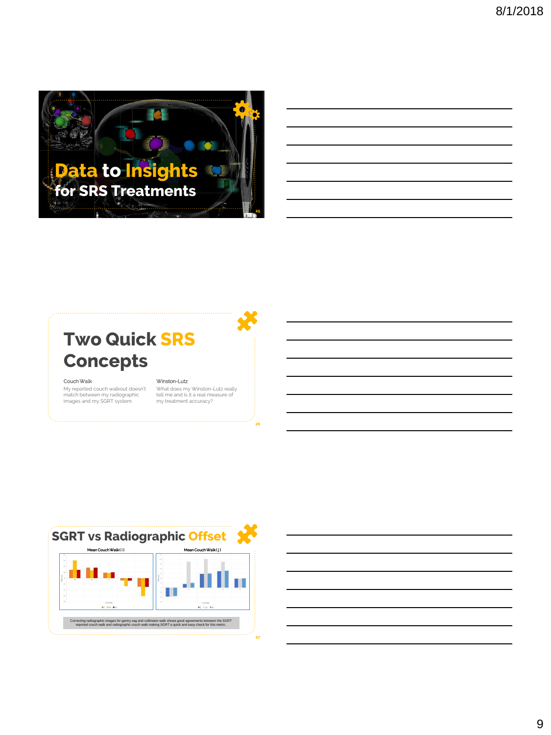# Data to Insights for SRS Treatments

## Two Quick SRS Concepts

**Couch Walk**

My reported couch walkout doesn't match between my radiographic images and my SGRT system.

**Winston-Lutz**

What does my Winston-Lutz really tell me and is it a real measure of my treatment accuracy?

## SGRT vs Radiographic Offset

Mean Couch Walk ( i )

Mean Couch Walk ( j )

Correcting radiographic images for gantry sag and collimator walk shows good agreements between the SGRT reported couch walk and radiographic couch walk making SGRT a quick and easy check for this metric.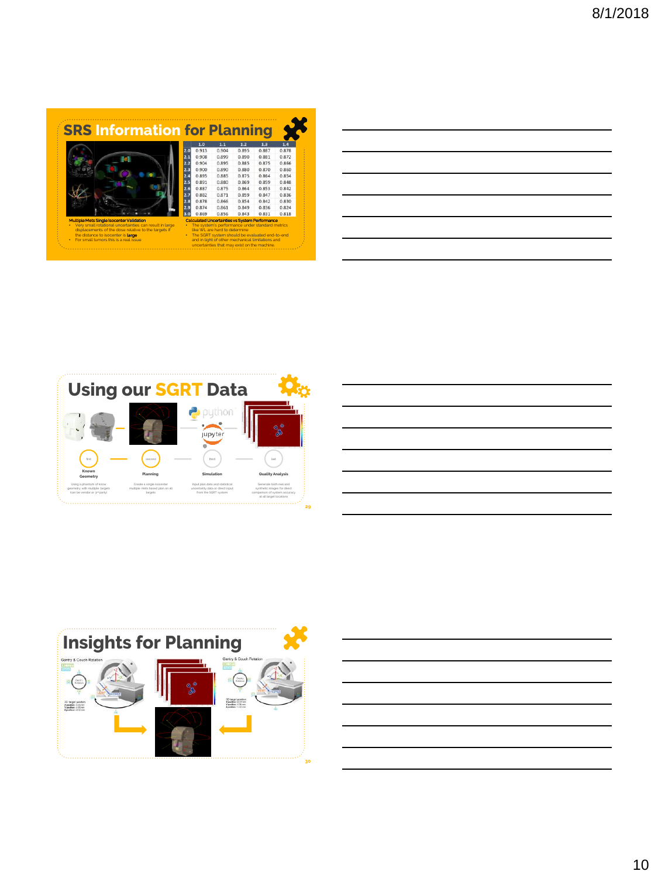## SRS Information for Planning

| | 1.0 | 1.1 | 1.2 | 1.3 | 1.4 |
|---|---|---|---|---|---|
| 2.0 | 0.913 | 0.904 | 0.895 | 0.887 | 0.878 |
| 2.1 | 0.908 | 0.899 | 0.890 | 0.881 | 0.872 |
| 2.2 | 0.904 | 0.895 | 0.885 | 0.875 | 0.866 |
| 2.3 | 0.900 | 0.890 | 0.880 | 0.870 | 0.860 |
| 2.4 | 0.895 | 0.885 | 0.875 | 0.864 | 0.854 |
| 2.5 | 0.891 | 0.880 | 0.869 | 0.859 | 0.848 |
| 2.6 | 0.887 | 0.875 | 0.864 | 0.853 | 0.842 |
| 2.7 | 0.882 | 0.871 | 0.859 | 0.847 | 0.836 |
| 2.8 | 0.878 | 0.866 | 0.854 | 0.842 | 0.830 |
| 2.9 | 0.874 | 0.861 | 0.849 | 0.836 | 0.824 |
| 3.0 | 0.869 | 0.856 | 0.843 | 0.831 | 0.818 |

**Multiple Mets Single Isocenter Validation**

- Very small rotational uncertainties can result in large displacements of the dose relative to the targets if the distance to isocenter is **large**
- For small tumors this is a real issue

**Calculated Uncertainties vs System Performance**

- The system's performance under standard metrics like WL are hard to determine
- The SGRT system should be evaluated end-to-end and in light of other mechanical limitations and uncertainties that may exist on the machine

## Using our SGRT Data

python

jupyter

first — **Known Geometry**: Using a phantom of know geometry with multiple targets (can be vendor or 3rd party)

second — **Planning**: Create a single isocenter multiple mets based plan on all targets

third — **Simulation**: Input plan data and statistical uncertainty data or direct input from the SGRT system

last — **Quality Analysis**: Generate both real and synthetic images for direct comparison of system accuracy at all target locations

## Insights for Planning

Gantry & Couch Rotation

Gantry & Couch Rotation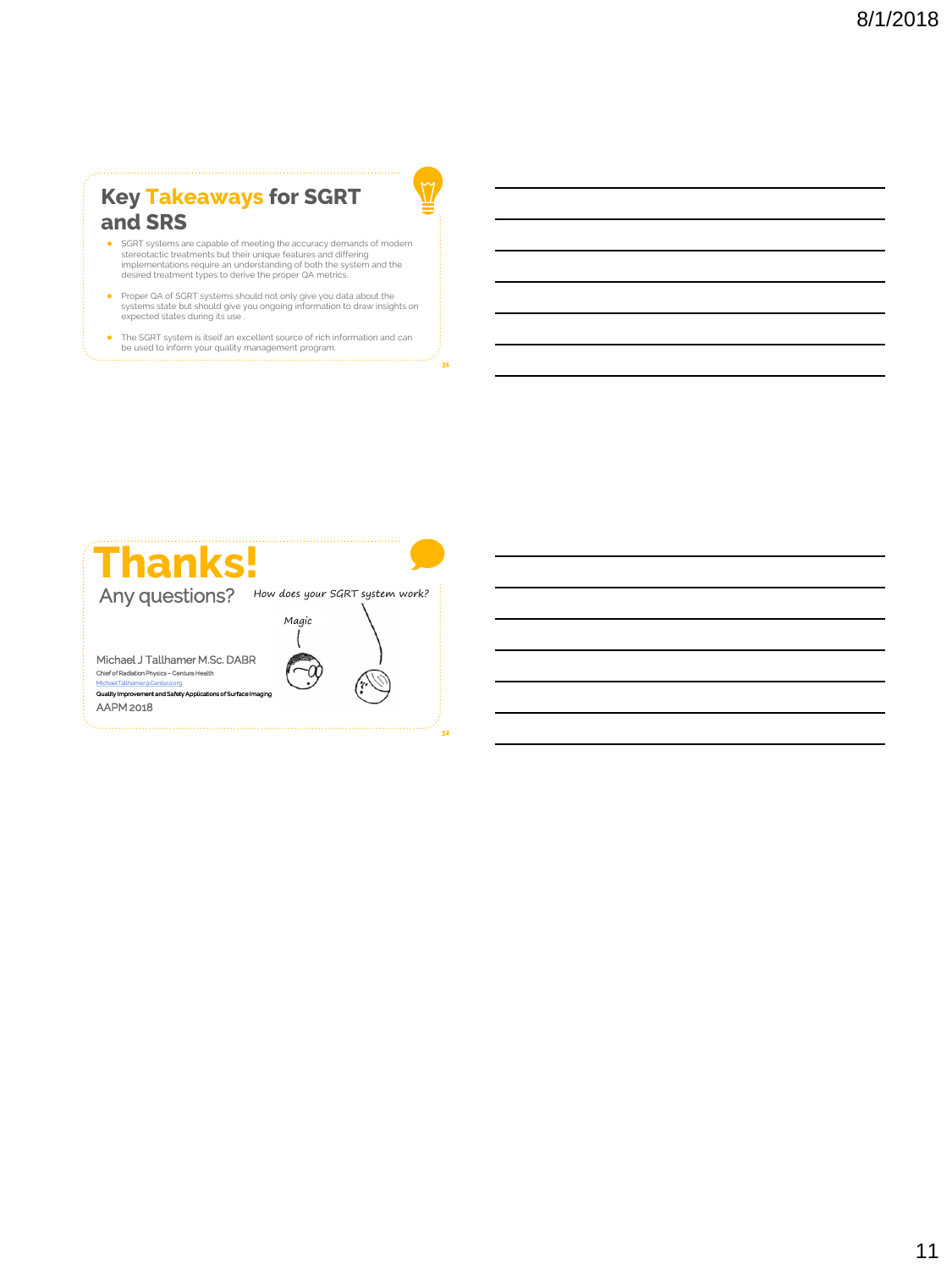## Key Takeaways for SGRT and SRS

- SGRT systems are capable of meeting the accuracy demands of modern stereotactic treatments but their unique features and differing implementations require an understanding of both the system and the desired treatment types to derive the proper QA metrics.
- Proper QA of SGRT systems should not only give you data about the systems state but should give you ongoing information to draw insights on expected states during its use .
- The SGRT system is itself an excellent source of rich information and can be used to inform your quality management program.

# Thanks!

Any questions?

How does your SGRT system work?

Magic

Michael J Tallhamer M.Sc. DABR

Chief of Radiation Physics – Centura Health

MichaelTallhamer@Centura.org

Quality Improvement and Safety Applications of Surface Imaging

AAPM 2018